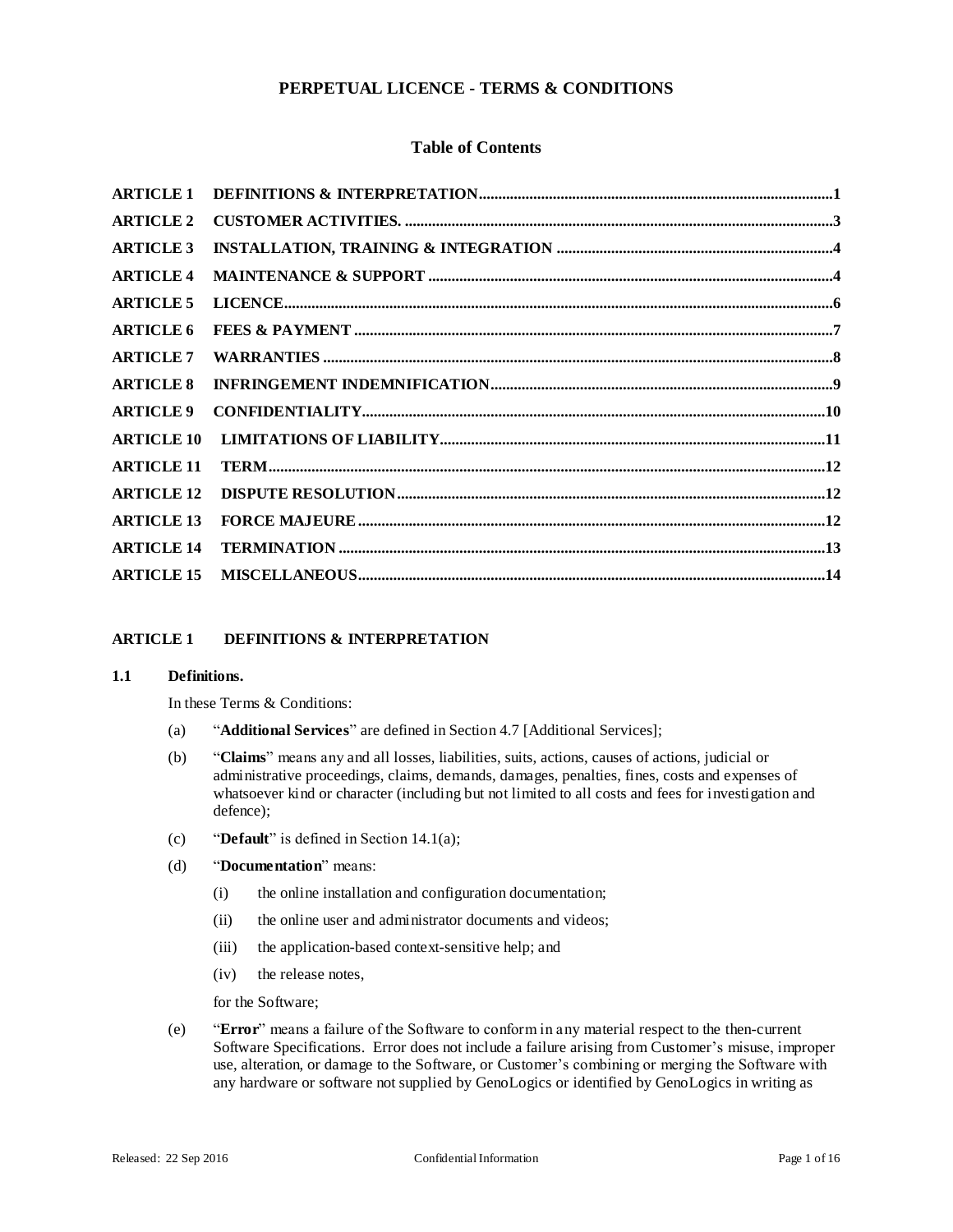# PERPETUAL LICENCE - TERMS & CONDITIONS

## Table of Contents

| | | |
|---|---|---|
| ARTICLE 1 | DEFINITIONS & INTERPRETATION | 1 |
| ARTICLE 2 | CUSTOMER ACTIVITIES. | 3 |
| ARTICLE 3 | INSTALLATION, TRAINING & INTEGRATION | 4 |
| ARTICLE 4 | MAINTENANCE & SUPPORT | 4 |
| ARTICLE 5 | LICENCE | 6 |
| ARTICLE 6 | FEES & PAYMENT | 7 |
| ARTICLE 7 | WARRANTIES | 8 |
| ARTICLE 8 | INFRINGEMENT INDEMNIFICATION | 9 |
| ARTICLE 9 | CONFIDENTIALITY | 10 |
| ARTICLE 10 | LIMITATIONS OF LIABILITY | 11 |
| ARTICLE 11 | TERM | 12 |
| ARTICLE 12 | DISPUTE RESOLUTION | 12 |
| ARTICLE 13 | FORCE MAJEURE | 12 |
| ARTICLE 14 | TERMINATION | 13 |
| ARTICLE 15 | MISCELLANEOUS | 14 |

## ARTICLE 1 DEFINITIONS & INTERPRETATION

### 1.1 Definitions.

In these Terms & Conditions:

(a) "**Additional Services**" are defined in Section 4.7 [Additional Services];

(b) "**Claims**" means any and all losses, liabilities, suits, actions, causes of actions, judicial or administrative proceedings, claims, demands, damages, penalties, fines, costs and expenses of whatsoever kind or character (including but not limited to all costs and fees for investigation and defence);

(c) "**Default**" is defined in Section 14.1(a);

(d) "**Documentation**" means:

- (i) the online installation and configuration documentation;
- (ii) the online user and administrator documents and videos;
- (iii) the application-based context-sensitive help; and
- (iv) the release notes,

for the Software;

(e) "**Error**" means a failure of the Software to conform in any material respect to the then-current Software Specifications. Error does not include a failure arising from Customer's misuse, improper use, alteration, or damage to the Software, or Customer's combining or merging the Software with any hardware or software not supplied by GenoLogics or identified by GenoLogics in writing as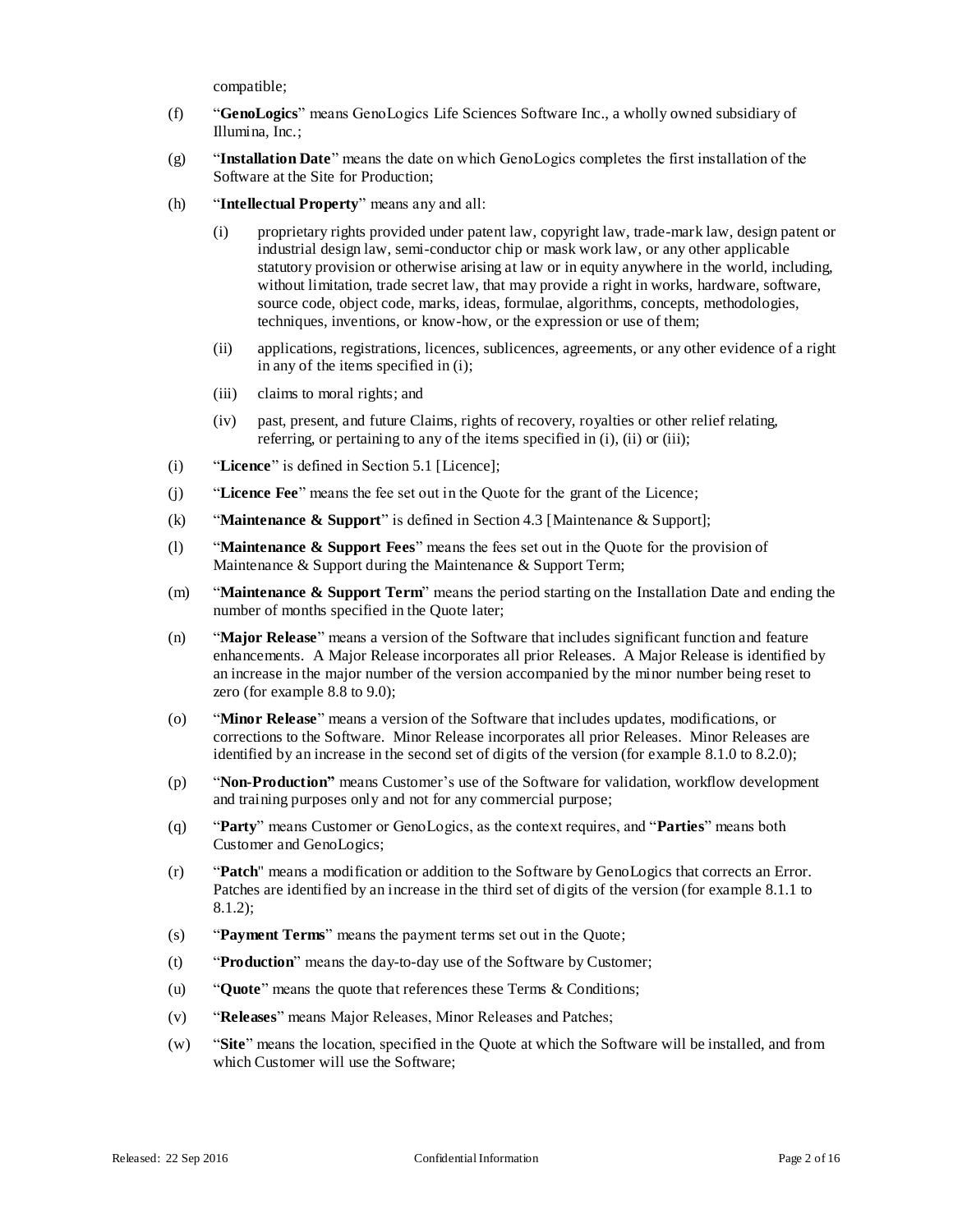compatible;

(f) "**GenoLogics**" means GenoLogics Life Sciences Software Inc., a wholly owned subsidiary of Illumina, Inc.;

(g) "**Installation Date**" means the date on which GenoLogics completes the first installation of the Software at the Site for Production;

(h) "**Intellectual Property**" means any and all:

  (i) proprietary rights provided under patent law, copyright law, trade-mark law, design patent or industrial design law, semi-conductor chip or mask work law, or any other applicable statutory provision or otherwise arising at law or in equity anywhere in the world, including, without limitation, trade secret law, that may provide a right in works, hardware, software, source code, object code, marks, ideas, formulae, algorithms, concepts, methodologies, techniques, inventions, or know-how, or the expression or use of them;

  (ii) applications, registrations, licences, sublicences, agreements, or any other evidence of a right in any of the items specified in (i);

  (iii) claims to moral rights; and

  (iv) past, present, and future Claims, rights of recovery, royalties or other relief relating, referring, or pertaining to any of the items specified in (i), (ii) or (iii);

(i) "**Licence**" is defined in Section 5.1 [Licence];

(j) "**Licence Fee**" means the fee set out in the Quote for the grant of the Licence;

(k) "**Maintenance & Support**" is defined in Section 4.3 [Maintenance & Support];

(l) "**Maintenance & Support Fees**" means the fees set out in the Quote for the provision of Maintenance & Support during the Maintenance & Support Term;

(m) "**Maintenance & Support Term**" means the period starting on the Installation Date and ending the number of months specified in the Quote later;

(n) "**Major Release**" means a version of the Software that includes significant function and feature enhancements. A Major Release incorporates all prior Releases. A Major Release is identified by an increase in the major number of the version accompanied by the minor number being reset to zero (for example 8.8 to 9.0);

(o) "**Minor Release**" means a version of the Software that includes updates, modifications, or corrections to the Software. Minor Release incorporates all prior Releases. Minor Releases are identified by an increase in the second set of digits of the version (for example 8.1.0 to 8.2.0);

(p) "**Non-Production**" means Customer's use of the Software for validation, workflow development and training purposes only and not for any commercial purpose;

(q) "**Party**" means Customer or GenoLogics, as the context requires, and "**Parties**" means both Customer and GenoLogics;

(r) "**Patch**" means a modification or addition to the Software by GenoLogics that corrects an Error. Patches are identified by an increase in the third set of digits of the version (for example 8.1.1 to 8.1.2);

(s) "**Payment Terms**" means the payment terms set out in the Quote;

(t) "**Production**" means the day-to-day use of the Software by Customer;

(u) "**Quote**" means the quote that references these Terms & Conditions;

(v) "**Releases**" means Major Releases, Minor Releases and Patches;

(w) "**Site**" means the location, specified in the Quote at which the Software will be installed, and from which Customer will use the Software;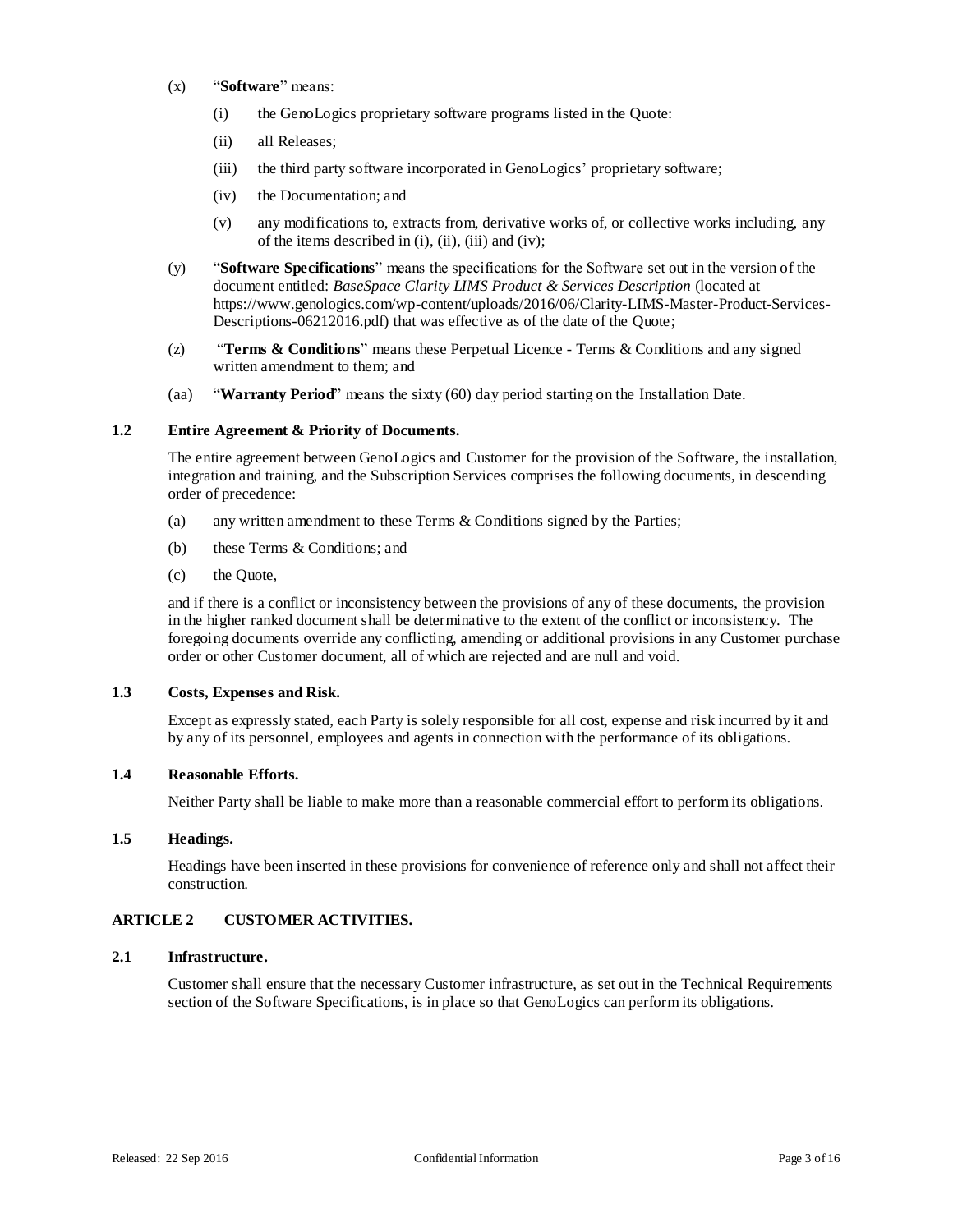(x) "**Software**" means:

(i) the GenoLogics proprietary software programs listed in the Quote:

(ii) all Releases;

(iii) the third party software incorporated in GenoLogics' proprietary software;

(iv) the Documentation; and

(v) any modifications to, extracts from, derivative works of, or collective works including, any of the items described in (i), (ii), (iii) and (iv);

(y) "**Software Specifications**" means the specifications for the Software set out in the version of the document entitled: *BaseSpace Clarity LIMS Product & Services Description* (located at https://www.genologics.com/wp-content/uploads/2016/06/Clarity-LIMS-Master-Product-Services-Descriptions-06212016.pdf) that was effective as of the date of the Quote;

(z) "**Terms & Conditions**" means these Perpetual Licence - Terms & Conditions and any signed written amendment to them; and

(aa) "**Warranty Period**" means the sixty (60) day period starting on the Installation Date.

### 1.2 Entire Agreement & Priority of Documents.

The entire agreement between GenoLogics and Customer for the provision of the Software, the installation, integration and training, and the Subscription Services comprises the following documents, in descending order of precedence:

(a) any written amendment to these Terms & Conditions signed by the Parties;

(b) these Terms & Conditions; and

(c) the Quote,

and if there is a conflict or inconsistency between the provisions of any of these documents, the provision in the higher ranked document shall be determinative to the extent of the conflict or inconsistency. The foregoing documents override any conflicting, amending or additional provisions in any Customer purchase order or other Customer document, all of which are rejected and are null and void.

### 1.3 Costs, Expenses and Risk.

Except as expressly stated, each Party is solely responsible for all cost, expense and risk incurred by it and by any of its personnel, employees and agents in connection with the performance of its obligations.

### 1.4 Reasonable Efforts.

Neither Party shall be liable to make more than a reasonable commercial effort to perform its obligations.

### 1.5 Headings.

Headings have been inserted in these provisions for convenience of reference only and shall not affect their construction.

## ARTICLE 2 CUSTOMER ACTIVITIES.

### 2.1 Infrastructure.

Customer shall ensure that the necessary Customer infrastructure, as set out in the Technical Requirements section of the Software Specifications, is in place so that GenoLogics can perform its obligations.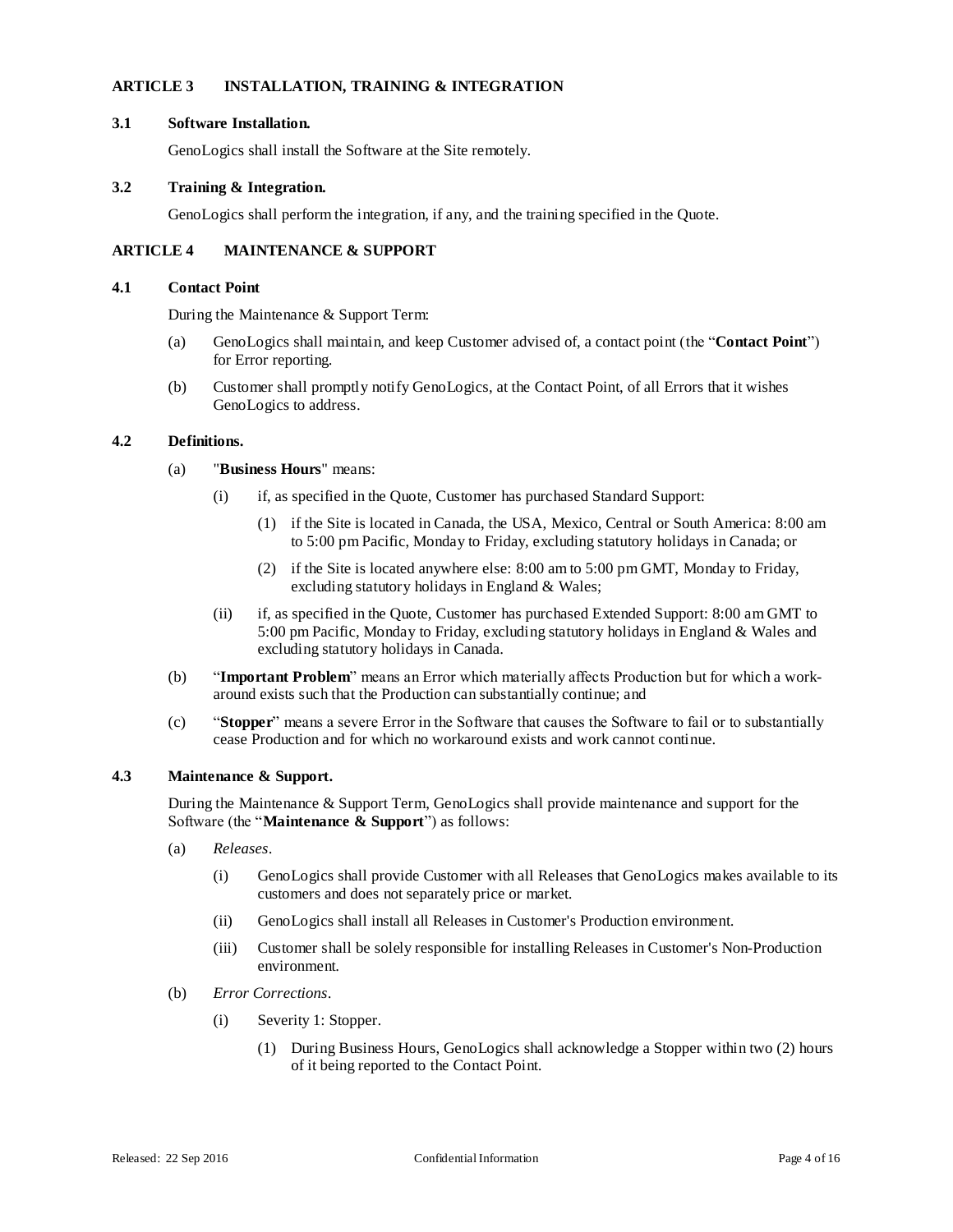## ARTICLE 3 INSTALLATION, TRAINING & INTEGRATION

### 3.1 Software Installation.

GenoLogics shall install the Software at the Site remotely.

### 3.2 Training & Integration.

GenoLogics shall perform the integration, if any, and the training specified in the Quote.

## ARTICLE 4 MAINTENANCE & SUPPORT

### 4.1 Contact Point

During the Maintenance & Support Term:

(a) GenoLogics shall maintain, and keep Customer advised of, a contact point (the "**Contact Point**") for Error reporting.

(b) Customer shall promptly notify GenoLogics, at the Contact Point, of all Errors that it wishes GenoLogics to address.

### 4.2 Definitions.

(a) "**Business Hours**" means:

(i) if, as specified in the Quote, Customer has purchased Standard Support:

(1) if the Site is located in Canada, the USA, Mexico, Central or South America: 8:00 am to 5:00 pm Pacific, Monday to Friday, excluding statutory holidays in Canada; or

(2) if the Site is located anywhere else: 8:00 am to 5:00 pm GMT, Monday to Friday, excluding statutory holidays in England & Wales;

(ii) if, as specified in the Quote, Customer has purchased Extended Support: 8:00 am GMT to 5:00 pm Pacific, Monday to Friday, excluding statutory holidays in England & Wales and excluding statutory holidays in Canada.

(b) "**Important Problem**" means an Error which materially affects Production but for which a work-around exists such that the Production can substantially continue; and

(c) "**Stopper**" means a severe Error in the Software that causes the Software to fail or to substantially cease Production and for which no workaround exists and work cannot continue.

### 4.3 Maintenance & Support.

During the Maintenance & Support Term, GenoLogics shall provide maintenance and support for the Software (the "**Maintenance & Support**") as follows:

(a) *Releases*.

(i) GenoLogics shall provide Customer with all Releases that GenoLogics makes available to its customers and does not separately price or market.

(ii) GenoLogics shall install all Releases in Customer's Production environment.

(iii) Customer shall be solely responsible for installing Releases in Customer's Non-Production environment.

(b) *Error Corrections*.

(i) Severity 1: Stopper.

(1) During Business Hours, GenoLogics shall acknowledge a Stopper within two (2) hours of it being reported to the Contact Point.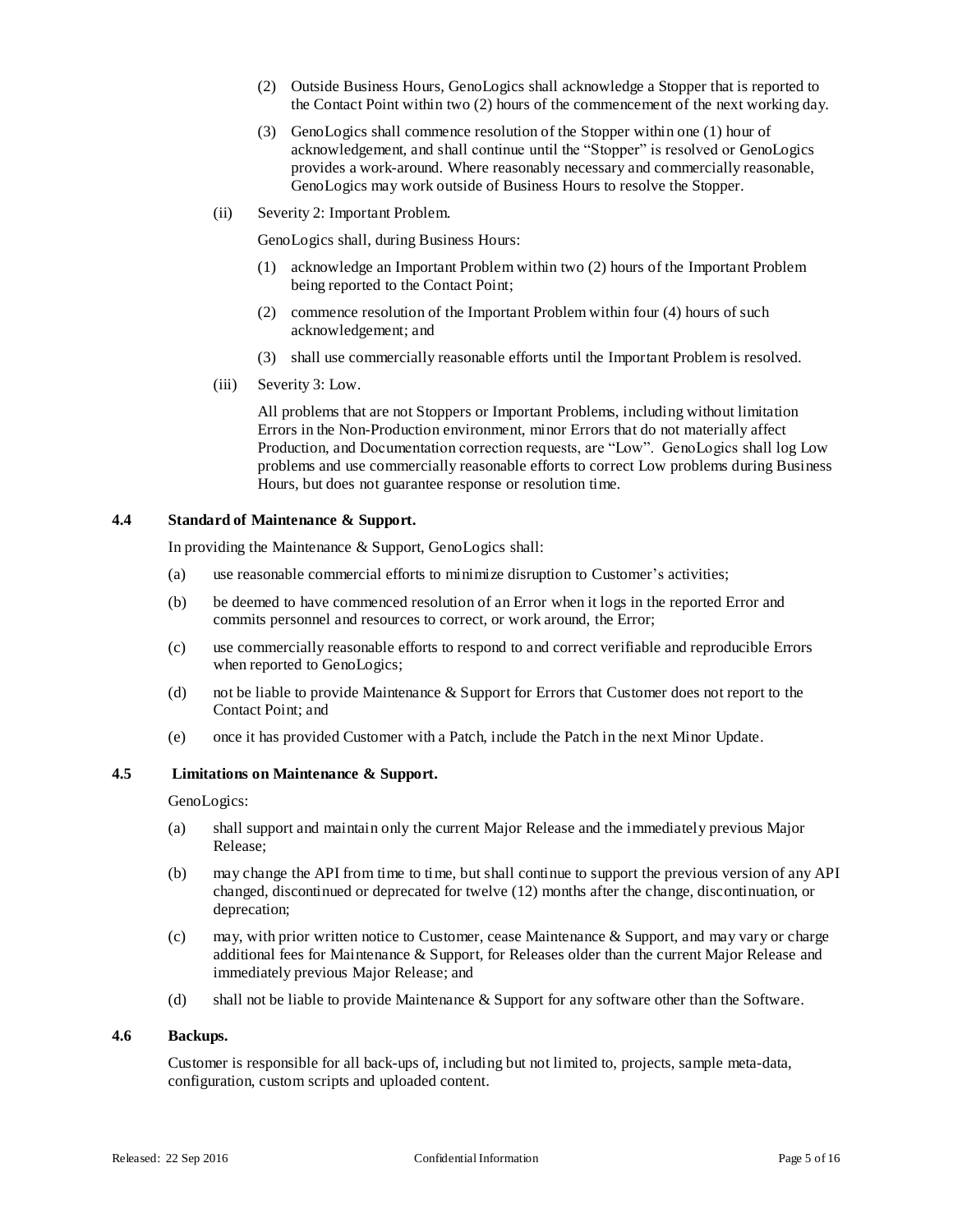(2) Outside Business Hours, GenoLogics shall acknowledge a Stopper that is reported to the Contact Point within two (2) hours of the commencement of the next working day.

(3) GenoLogics shall commence resolution of the Stopper within one (1) hour of acknowledgement, and shall continue until the "Stopper" is resolved or GenoLogics provides a work-around. Where reasonably necessary and commercially reasonable, GenoLogics may work outside of Business Hours to resolve the Stopper.

(ii) Severity 2: Important Problem.

GenoLogics shall, during Business Hours:

(1) acknowledge an Important Problem within two (2) hours of the Important Problem being reported to the Contact Point;

(2) commence resolution of the Important Problem within four (4) hours of such acknowledgement; and

(3) shall use commercially reasonable efforts until the Important Problem is resolved.

(iii) Severity 3: Low.

All problems that are not Stoppers or Important Problems, including without limitation Errors in the Non-Production environment, minor Errors that do not materially affect Production, and Documentation correction requests, are "Low". GenoLogics shall log Low problems and use commercially reasonable efforts to correct Low problems during Business Hours, but does not guarantee response or resolution time.

### 4.4 Standard of Maintenance & Support.

In providing the Maintenance & Support, GenoLogics shall:

(a) use reasonable commercial efforts to minimize disruption to Customer's activities;

(b) be deemed to have commenced resolution of an Error when it logs in the reported Error and commits personnel and resources to correct, or work around, the Error;

(c) use commercially reasonable efforts to respond to and correct verifiable and reproducible Errors when reported to GenoLogics;

(d) not be liable to provide Maintenance & Support for Errors that Customer does not report to the Contact Point; and

(e) once it has provided Customer with a Patch, include the Patch in the next Minor Update.

### 4.5 Limitations on Maintenance & Support.

GenoLogics:

(a) shall support and maintain only the current Major Release and the immediately previous Major Release;

(b) may change the API from time to time, but shall continue to support the previous version of any API changed, discontinued or deprecated for twelve (12) months after the change, discontinuation, or deprecation;

(c) may, with prior written notice to Customer, cease Maintenance & Support, and may vary or charge additional fees for Maintenance & Support, for Releases older than the current Major Release and immediately previous Major Release; and

(d) shall not be liable to provide Maintenance & Support for any software other than the Software.

### 4.6 Backups.

Customer is responsible for all back-ups of, including but not limited to, projects, sample meta-data, configuration, custom scripts and uploaded content.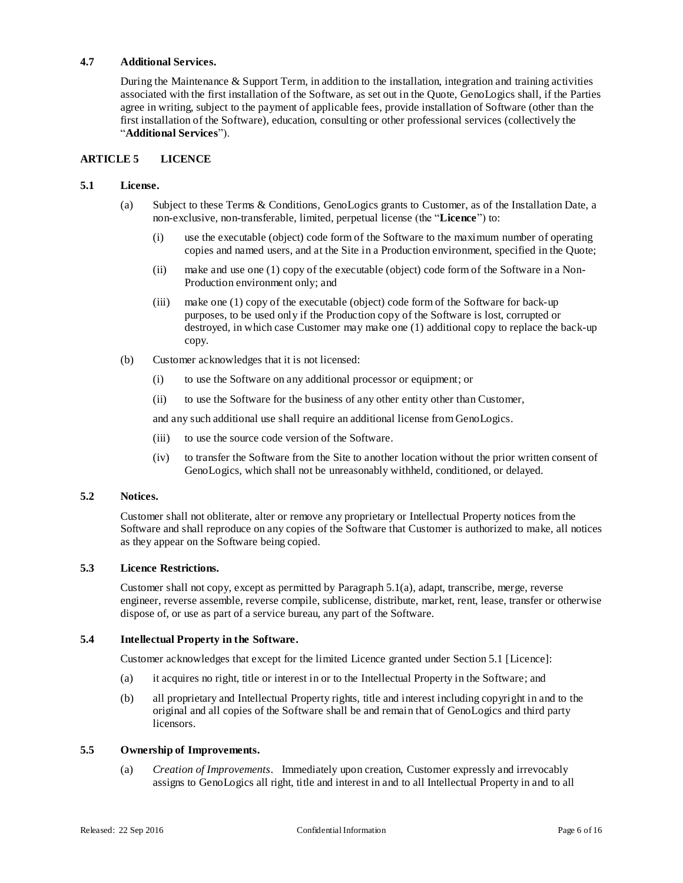### 4.7 Additional Services.

During the Maintenance & Support Term, in addition to the installation, integration and training activities associated with the first installation of the Software, as set out in the Quote, GenoLogics shall, if the Parties agree in writing, subject to the payment of applicable fees, provide installation of Software (other than the first installation of the Software), education, consulting or other professional services (collectively the "**Additional Services**").

## ARTICLE 5 LICENCE

### 5.1 License.

(a) Subject to these Terms & Conditions, GenoLogics grants to Customer, as of the Installation Date, a non-exclusive, non-transferable, limited, perpetual license (the "**Licence**") to:

(i) use the executable (object) code form of the Software to the maximum number of operating copies and named users, and at the Site in a Production environment, specified in the Quote;

(ii) make and use one (1) copy of the executable (object) code form of the Software in a Non-Production environment only; and

(iii) make one (1) copy of the executable (object) code form of the Software for back-up purposes, to be used only if the Production copy of the Software is lost, corrupted or destroyed, in which case Customer may make one (1) additional copy to replace the back-up copy.

(b) Customer acknowledges that it is not licensed:

(i) to use the Software on any additional processor or equipment; or

(ii) to use the Software for the business of any other entity other than Customer,

and any such additional use shall require an additional license from GenoLogics.

(iii) to use the source code version of the Software.

(iv) to transfer the Software from the Site to another location without the prior written consent of GenoLogics, which shall not be unreasonably withheld, conditioned, or delayed.

### 5.2 Notices.

Customer shall not obliterate, alter or remove any proprietary or Intellectual Property notices from the Software and shall reproduce on any copies of the Software that Customer is authorized to make, all notices as they appear on the Software being copied.

### 5.3 Licence Restrictions.

Customer shall not copy, except as permitted by Paragraph 5.1(a), adapt, transcribe, merge, reverse engineer, reverse assemble, reverse compile, sublicense, distribute, market, rent, lease, transfer or otherwise dispose of, or use as part of a service bureau, any part of the Software.

### 5.4 Intellectual Property in the Software.

Customer acknowledges that except for the limited Licence granted under Section 5.1 [Licence]:

(a) it acquires no right, title or interest in or to the Intellectual Property in the Software; and

(b) all proprietary and Intellectual Property rights, title and interest including copyright in and to the original and all copies of the Software shall be and remain that of GenoLogics and third party licensors.

### 5.5 Ownership of Improvements.

(a) *Creation of Improvements*. Immediately upon creation, Customer expressly and irrevocably assigns to GenoLogics all right, title and interest in and to all Intellectual Property in and to all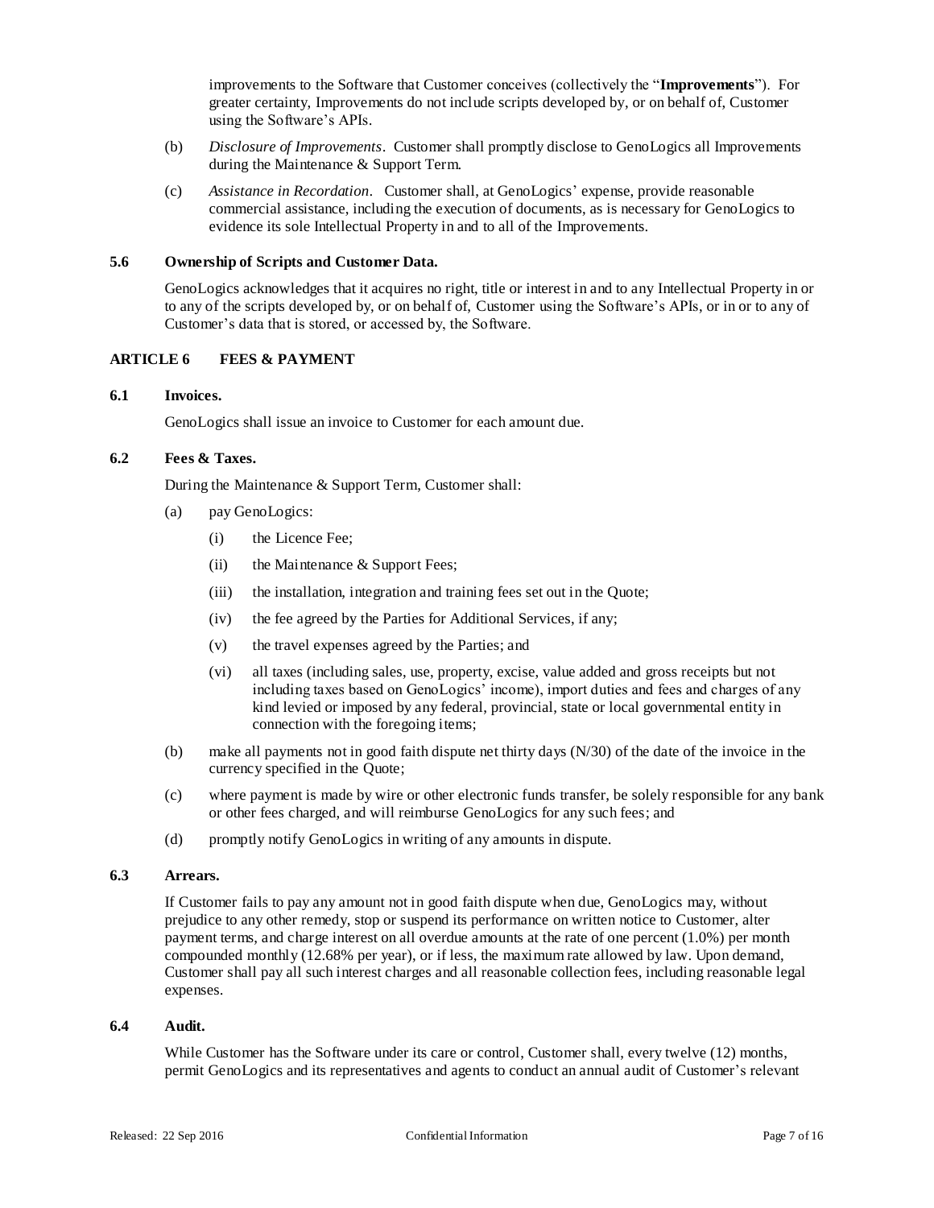improvements to the Software that Customer conceives (collectively the "**Improvements**"). For greater certainty, Improvements do not include scripts developed by, or on behalf of, Customer using the Software's APIs.

(b) *Disclosure of Improvements*. Customer shall promptly disclose to GenoLogics all Improvements during the Maintenance & Support Term.

(c) *Assistance in Recordation*. Customer shall, at GenoLogics' expense, provide reasonable commercial assistance, including the execution of documents, as is necessary for GenoLogics to evidence its sole Intellectual Property in and to all of the Improvements.

### 5.6 Ownership of Scripts and Customer Data.

GenoLogics acknowledges that it acquires no right, title or interest in and to any Intellectual Property in or to any of the scripts developed by, or on behalf of, Customer using the Software's APIs, or in or to any of Customer's data that is stored, or accessed by, the Software.

## ARTICLE 6 FEES & PAYMENT

### 6.1 Invoices.

GenoLogics shall issue an invoice to Customer for each amount due.

### 6.2 Fees & Taxes.

During the Maintenance & Support Term, Customer shall:

(a) pay GenoLogics:

(i) the Licence Fee;

(ii) the Maintenance & Support Fees;

(iii) the installation, integration and training fees set out in the Quote;

(iv) the fee agreed by the Parties for Additional Services, if any;

(v) the travel expenses agreed by the Parties; and

(vi) all taxes (including sales, use, property, excise, value added and gross receipts but not including taxes based on GenoLogics' income), import duties and fees and charges of any kind levied or imposed by any federal, provincial, state or local governmental entity in connection with the foregoing items;

(b) make all payments not in good faith dispute net thirty days (N/30) of the date of the invoice in the currency specified in the Quote;

(c) where payment is made by wire or other electronic funds transfer, be solely responsible for any bank or other fees charged, and will reimburse GenoLogics for any such fees; and

(d) promptly notify GenoLogics in writing of any amounts in dispute.

### 6.3 Arrears.

If Customer fails to pay any amount not in good faith dispute when due, GenoLogics may, without prejudice to any other remedy, stop or suspend its performance on written notice to Customer, alter payment terms, and charge interest on all overdue amounts at the rate of one percent (1.0%) per month compounded monthly (12.68% per year), or if less, the maximum rate allowed by law. Upon demand, Customer shall pay all such interest charges and all reasonable collection fees, including reasonable legal expenses.

### 6.4 Audit.

While Customer has the Software under its care or control, Customer shall, every twelve (12) months, permit GenoLogics and its representatives and agents to conduct an annual audit of Customer's relevant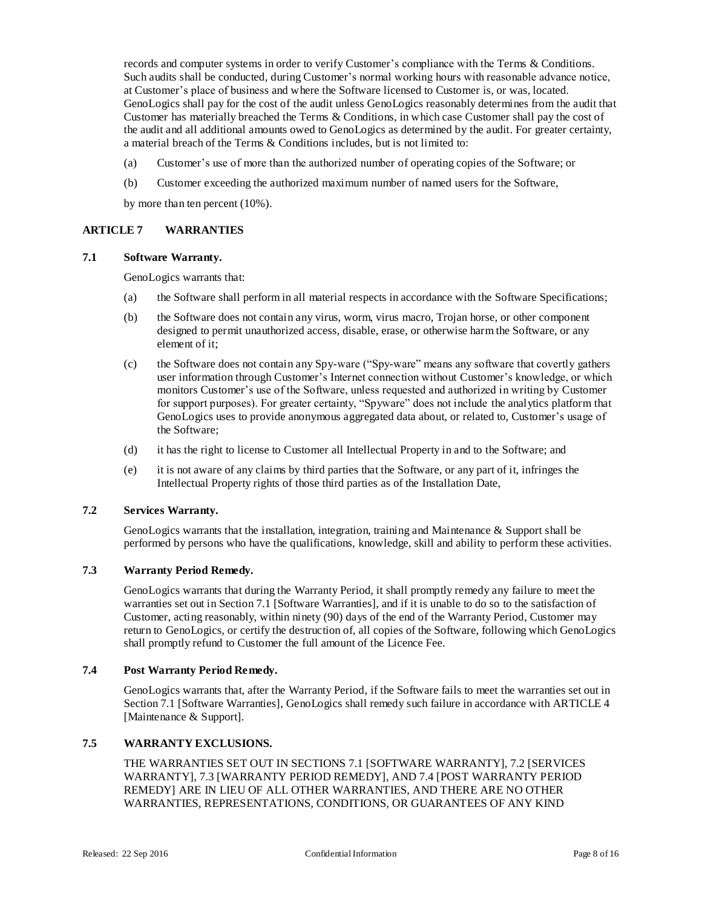records and computer systems in order to verify Customer's compliance with the Terms & Conditions. Such audits shall be conducted, during Customer's normal working hours with reasonable advance notice, at Customer's place of business and where the Software licensed to Customer is, or was, located. GenoLogics shall pay for the cost of the audit unless GenoLogics reasonably determines from the audit that Customer has materially breached the Terms & Conditions, in which case Customer shall pay the cost of the audit and all additional amounts owed to GenoLogics as determined by the audit. For greater certainty, a material breach of the Terms & Conditions includes, but is not limited to:

(a) Customer's use of more than the authorized number of operating copies of the Software; or

(b) Customer exceeding the authorized maximum number of named users for the Software,

by more than ten percent (10%).

## ARTICLE 7 WARRANTIES

### 7.1 Software Warranty.

GenoLogics warrants that:

(a) the Software shall perform in all material respects in accordance with the Software Specifications;

(b) the Software does not contain any virus, worm, virus macro, Trojan horse, or other component designed to permit unauthorized access, disable, erase, or otherwise harm the Software, or any element of it;

(c) the Software does not contain any Spy-ware ("Spy-ware" means any software that covertly gathers user information through Customer's Internet connection without Customer's knowledge, or which monitors Customer's use of the Software, unless requested and authorized in writing by Customer for support purposes). For greater certainty, "Spyware" does not include the analytics platform that GenoLogics uses to provide anonymous aggregated data about, or related to, Customer's usage of the Software;

(d) it has the right to license to Customer all Intellectual Property in and to the Software; and

(e) it is not aware of any claims by third parties that the Software, or any part of it, infringes the Intellectual Property rights of those third parties as of the Installation Date,

### 7.2 Services Warranty.

GenoLogics warrants that the installation, integration, training and Maintenance & Support shall be performed by persons who have the qualifications, knowledge, skill and ability to perform these activities.

### 7.3 Warranty Period Remedy.

GenoLogics warrants that during the Warranty Period, it shall promptly remedy any failure to meet the warranties set out in Section 7.1 [Software Warranties], and if it is unable to do so to the satisfaction of Customer, acting reasonably, within ninety (90) days of the end of the Warranty Period, Customer may return to GenoLogics, or certify the destruction of, all copies of the Software, following which GenoLogics shall promptly refund to Customer the full amount of the Licence Fee.

### 7.4 Post Warranty Period Remedy.

GenoLogics warrants that, after the Warranty Period, if the Software fails to meet the warranties set out in Section 7.1 [Software Warranties], GenoLogics shall remedy such failure in accordance with ARTICLE 4 [Maintenance & Support].

### 7.5 WARRANTY EXCLUSIONS.

THE WARRANTIES SET OUT IN SECTIONS 7.1 [SOFTWARE WARRANTY], 7.2 [SERVICES WARRANTY], 7.3 [WARRANTY PERIOD REMEDY], AND 7.4 [POST WARRANTY PERIOD REMEDY] ARE IN LIEU OF ALL OTHER WARRANTIES, AND THERE ARE NO OTHER WARRANTIES, REPRESENTATIONS, CONDITIONS, OR GUARANTEES OF ANY KIND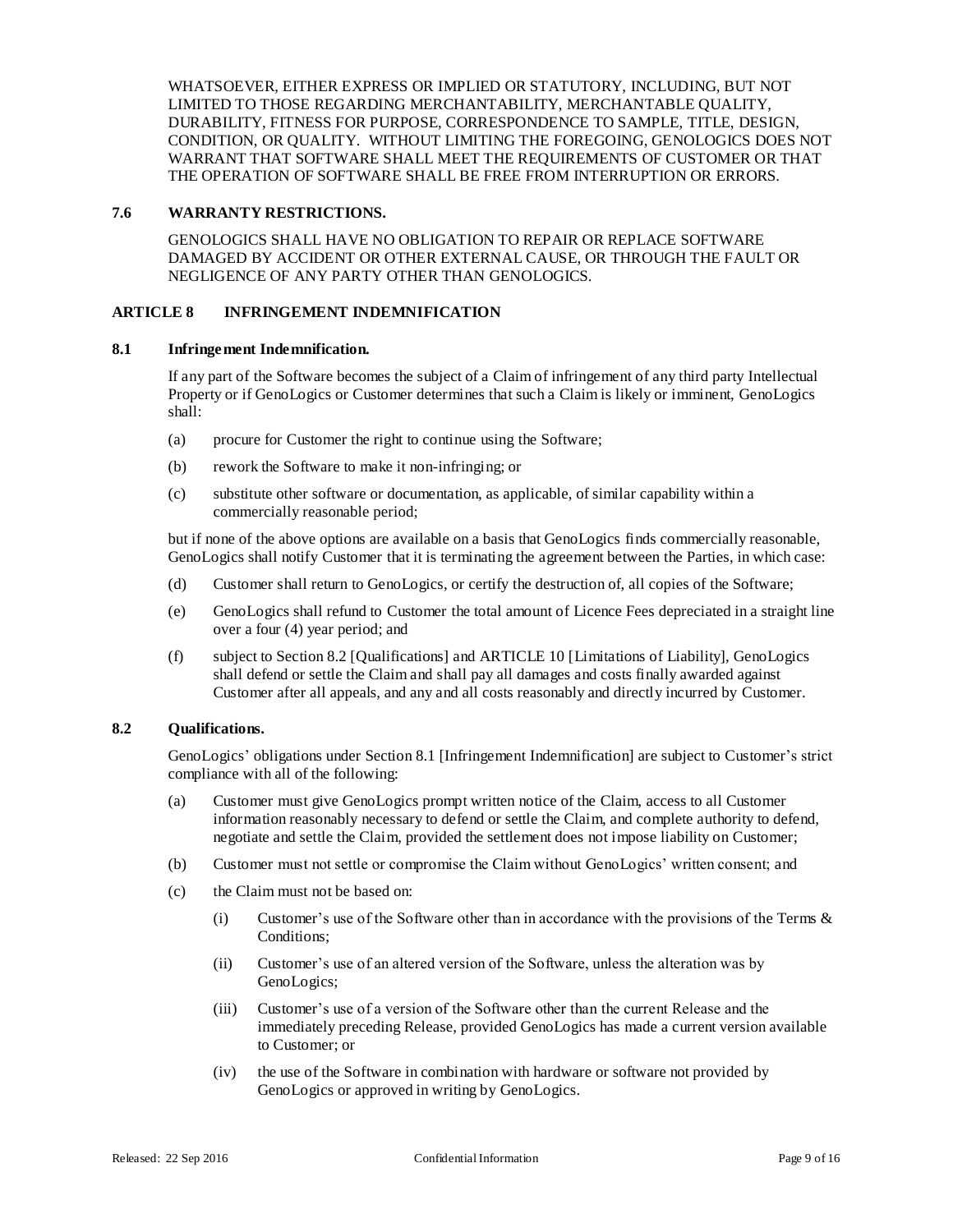WHATSOEVER, EITHER EXPRESS OR IMPLIED OR STATUTORY, INCLUDING, BUT NOT LIMITED TO THOSE REGARDING MERCHANTABILITY, MERCHANTABLE QUALITY, DURABILITY, FITNESS FOR PURPOSE, CORRESPONDENCE TO SAMPLE, TITLE, DESIGN, CONDITION, OR QUALITY. WITHOUT LIMITING THE FOREGOING, GENOLOGICS DOES NOT WARRANT THAT SOFTWARE SHALL MEET THE REQUIREMENTS OF CUSTOMER OR THAT THE OPERATION OF SOFTWARE SHALL BE FREE FROM INTERRUPTION OR ERRORS.

### 7.6 WARRANTY RESTRICTIONS.

GENOLOGICS SHALL HAVE NO OBLIGATION TO REPAIR OR REPLACE SOFTWARE DAMAGED BY ACCIDENT OR OTHER EXTERNAL CAUSE, OR THROUGH THE FAULT OR NEGLIGENCE OF ANY PARTY OTHER THAN GENOLOGICS.

## ARTICLE 8 INFRINGEMENT INDEMNIFICATION

### 8.1 Infringement Indemnification.

If any part of the Software becomes the subject of a Claim of infringement of any third party Intellectual Property or if GenoLogics or Customer determines that such a Claim is likely or imminent, GenoLogics shall:

(a) procure for Customer the right to continue using the Software;

(b) rework the Software to make it non-infringing; or

(c) substitute other software or documentation, as applicable, of similar capability within a commercially reasonable period;

but if none of the above options are available on a basis that GenoLogics finds commercially reasonable, GenoLogics shall notify Customer that it is terminating the agreement between the Parties, in which case:

(d) Customer shall return to GenoLogics, or certify the destruction of, all copies of the Software;

(e) GenoLogics shall refund to Customer the total amount of Licence Fees depreciated in a straight line over a four (4) year period; and

(f) subject to Section 8.2 [Qualifications] and ARTICLE 10 [Limitations of Liability], GenoLogics shall defend or settle the Claim and shall pay all damages and costs finally awarded against Customer after all appeals, and any and all costs reasonably and directly incurred by Customer.

### 8.2 Qualifications.

GenoLogics' obligations under Section 8.1 [Infringement Indemnification] are subject to Customer's strict compliance with all of the following:

(a) Customer must give GenoLogics prompt written notice of the Claim, access to all Customer information reasonably necessary to defend or settle the Claim, and complete authority to defend, negotiate and settle the Claim, provided the settlement does not impose liability on Customer;

(b) Customer must not settle or compromise the Claim without GenoLogics' written consent; and

(c) the Claim must not be based on:

  (i) Customer's use of the Software other than in accordance with the provisions of the Terms & Conditions;

  (ii) Customer's use of an altered version of the Software, unless the alteration was by GenoLogics;

  (iii) Customer's use of a version of the Software other than the current Release and the immediately preceding Release, provided GenoLogics has made a current version available to Customer; or

  (iv) the use of the Software in combination with hardware or software not provided by GenoLogics or approved in writing by GenoLogics.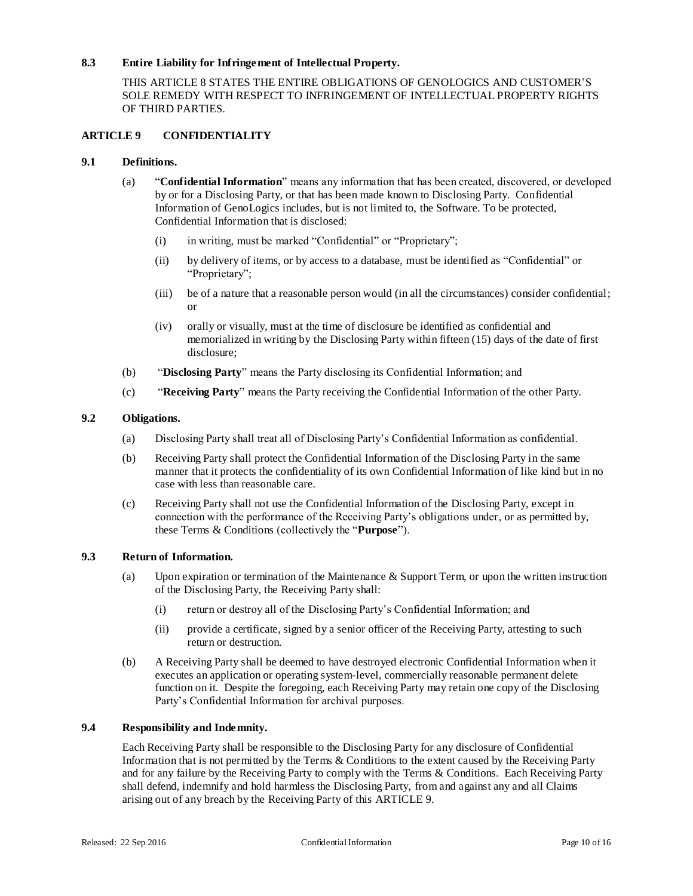### 8.3 Entire Liability for Infringement of Intellectual Property.

THIS ARTICLE 8 STATES THE ENTIRE OBLIGATIONS OF GENOLOGICS AND CUSTOMER'S SOLE REMEDY WITH RESPECT TO INFRINGEMENT OF INTELLECTUAL PROPERTY RIGHTS OF THIRD PARTIES.

## ARTICLE 9 CONFIDENTIALITY

### 9.1 Definitions.

(a) "**Confidential Information**" means any information that has been created, discovered, or developed by or for a Disclosing Party, or that has been made known to Disclosing Party. Confidential Information of GenoLogics includes, but is not limited to, the Software. To be protected, Confidential Information that is disclosed:

- (i) in writing, must be marked "Confidential" or "Proprietary";
- (ii) by delivery of items, or by access to a database, must be identified as "Confidential" or "Proprietary";
- (iii) be of a nature that a reasonable person would (in all the circumstances) consider confidential; or
- (iv) orally or visually, must at the time of disclosure be identified as confidential and memorialized in writing by the Disclosing Party within fifteen (15) days of the date of first disclosure;

(b) "**Disclosing Party**" means the Party disclosing its Confidential Information; and

(c) "**Receiving Party**" means the Party receiving the Confidential Information of the other Party.

### 9.2 Obligations.

(a) Disclosing Party shall treat all of Disclosing Party's Confidential Information as confidential.

(b) Receiving Party shall protect the Confidential Information of the Disclosing Party in the same manner that it protects the confidentiality of its own Confidential Information of like kind but in no case with less than reasonable care.

(c) Receiving Party shall not use the Confidential Information of the Disclosing Party, except in connection with the performance of the Receiving Party's obligations under, or as permitted by, these Terms & Conditions (collectively the "**Purpose**").

### 9.3 Return of Information.

(a) Upon expiration or termination of the Maintenance & Support Term, or upon the written instruction of the Disclosing Party, the Receiving Party shall:

- (i) return or destroy all of the Disclosing Party's Confidential Information; and
- (ii) provide a certificate, signed by a senior officer of the Receiving Party, attesting to such return or destruction.

(b) A Receiving Party shall be deemed to have destroyed electronic Confidential Information when it executes an application or operating system-level, commercially reasonable permanent delete function on it. Despite the foregoing, each Receiving Party may retain one copy of the Disclosing Party's Confidential Information for archival purposes.

### 9.4 Responsibility and Indemnity.

Each Receiving Party shall be responsible to the Disclosing Party for any disclosure of Confidential Information that is not permitted by the Terms & Conditions to the extent caused by the Receiving Party and for any failure by the Receiving Party to comply with the Terms & Conditions. Each Receiving Party shall defend, indemnify and hold harmless the Disclosing Party, from and against any and all Claims arising out of any breach by the Receiving Party of this ARTICLE 9.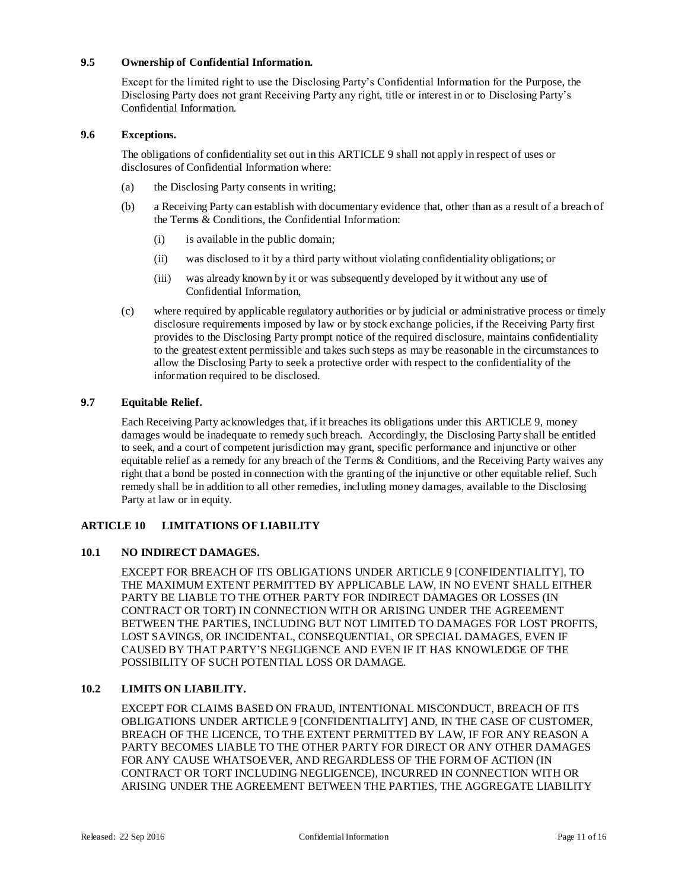### 9.5 Ownership of Confidential Information.

Except for the limited right to use the Disclosing Party's Confidential Information for the Purpose, the Disclosing Party does not grant Receiving Party any right, title or interest in or to Disclosing Party's Confidential Information.

### 9.6 Exceptions.

The obligations of confidentiality set out in this ARTICLE 9 shall not apply in respect of uses or disclosures of Confidential Information where:

(a) the Disclosing Party consents in writing;

(b) a Receiving Party can establish with documentary evidence that, other than as a result of a breach of the Terms & Conditions, the Confidential Information:

  (i) is available in the public domain;

  (ii) was disclosed to it by a third party without violating confidentiality obligations; or

  (iii) was already known by it or was subsequently developed by it without any use of Confidential Information,

(c) where required by applicable regulatory authorities or by judicial or administrative process or timely disclosure requirements imposed by law or by stock exchange policies, if the Receiving Party first provides to the Disclosing Party prompt notice of the required disclosure, maintains confidentiality to the greatest extent permissible and takes such steps as may be reasonable in the circumstances to allow the Disclosing Party to seek a protective order with respect to the confidentiality of the information required to be disclosed.

### 9.7 Equitable Relief.

Each Receiving Party acknowledges that, if it breaches its obligations under this ARTICLE 9, money damages would be inadequate to remedy such breach. Accordingly, the Disclosing Party shall be entitled to seek, and a court of competent jurisdiction may grant, specific performance and injunctive or other equitable relief as a remedy for any breach of the Terms & Conditions, and the Receiving Party waives any right that a bond be posted in connection with the granting of the injunctive or other equitable relief. Such remedy shall be in addition to all other remedies, including money damages, available to the Disclosing Party at law or in equity.

## ARTICLE 10 LIMITATIONS OF LIABILITY

### 10.1 NO INDIRECT DAMAGES.

EXCEPT FOR BREACH OF ITS OBLIGATIONS UNDER ARTICLE 9 [CONFIDENTIALITY], TO THE MAXIMUM EXTENT PERMITTED BY APPLICABLE LAW, IN NO EVENT SHALL EITHER PARTY BE LIABLE TO THE OTHER PARTY FOR INDIRECT DAMAGES OR LOSSES (IN CONTRACT OR TORT) IN CONNECTION WITH OR ARISING UNDER THE AGREEMENT BETWEEN THE PARTIES, INCLUDING BUT NOT LIMITED TO DAMAGES FOR LOST PROFITS, LOST SAVINGS, OR INCIDENTAL, CONSEQUENTIAL, OR SPECIAL DAMAGES, EVEN IF CAUSED BY THAT PARTY'S NEGLIGENCE AND EVEN IF IT HAS KNOWLEDGE OF THE POSSIBILITY OF SUCH POTENTIAL LOSS OR DAMAGE.

### 10.2 LIMITS ON LIABILITY.

EXCEPT FOR CLAIMS BASED ON FRAUD, INTENTIONAL MISCONDUCT, BREACH OF ITS OBLIGATIONS UNDER ARTICLE 9 [CONFIDENTIALITY] AND, IN THE CASE OF CUSTOMER, BREACH OF THE LICENCE, TO THE EXTENT PERMITTED BY LAW, IF FOR ANY REASON A PARTY BECOMES LIABLE TO THE OTHER PARTY FOR DIRECT OR ANY OTHER DAMAGES FOR ANY CAUSE WHATSOEVER, AND REGARDLESS OF THE FORM OF ACTION (IN CONTRACT OR TORT INCLUDING NEGLIGENCE), INCURRED IN CONNECTION WITH OR ARISING UNDER THE AGREEMENT BETWEEN THE PARTIES, THE AGGREGATE LIABILITY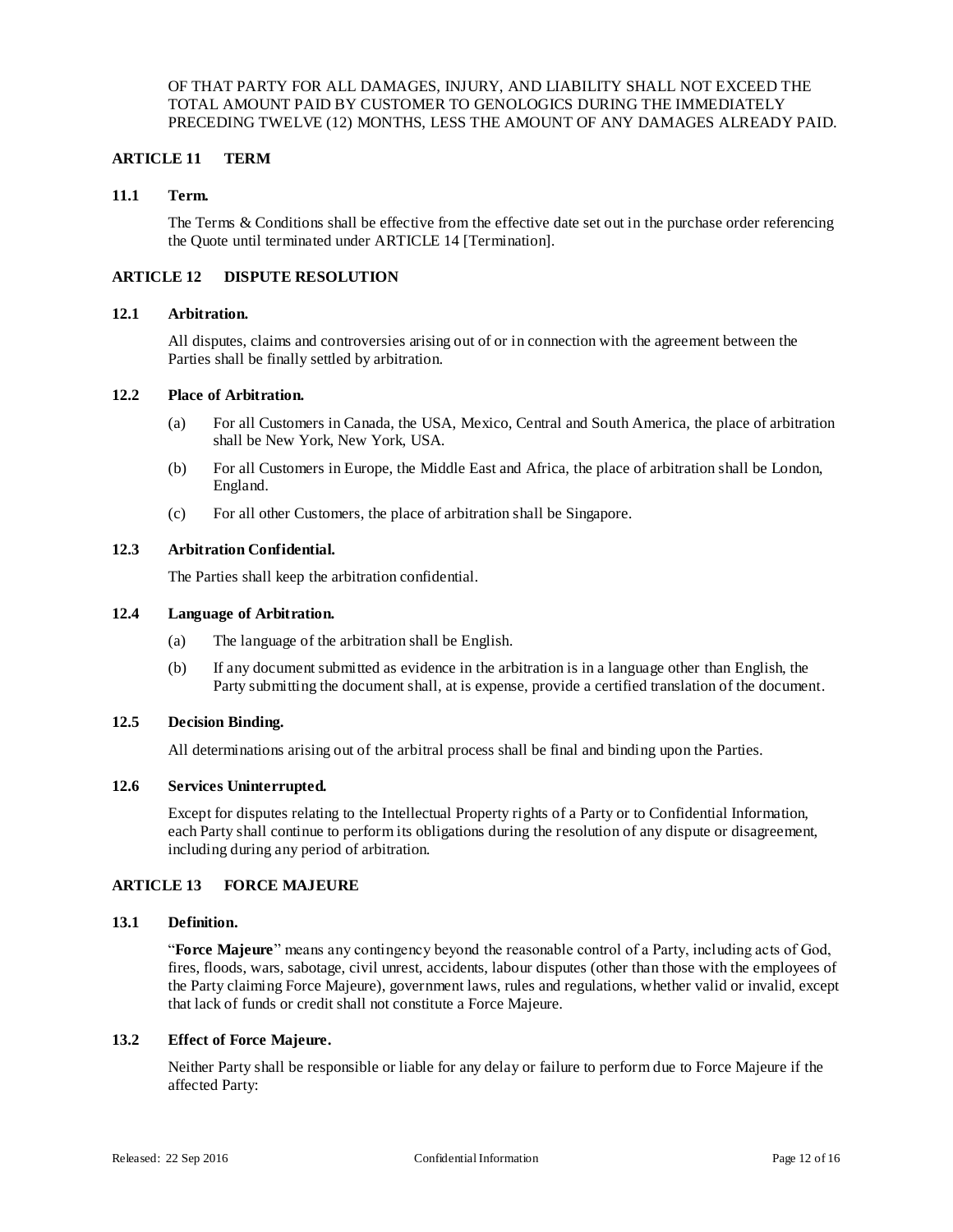OF THAT PARTY FOR ALL DAMAGES, INJURY, AND LIABILITY SHALL NOT EXCEED THE TOTAL AMOUNT PAID BY CUSTOMER TO GENOLOGICS DURING THE IMMEDIATELY PRECEDING TWELVE (12) MONTHS, LESS THE AMOUNT OF ANY DAMAGES ALREADY PAID.

## ARTICLE 11 TERM

### 11.1 Term.

The Terms & Conditions shall be effective from the effective date set out in the purchase order referencing the Quote until terminated under ARTICLE 14 [Termination].

## ARTICLE 12 DISPUTE RESOLUTION

### 12.1 Arbitration.

All disputes, claims and controversies arising out of or in connection with the agreement between the Parties shall be finally settled by arbitration.

### 12.2 Place of Arbitration.

(a) For all Customers in Canada, the USA, Mexico, Central and South America, the place of arbitration shall be New York, New York, USA.

(b) For all Customers in Europe, the Middle East and Africa, the place of arbitration shall be London, England.

(c) For all other Customers, the place of arbitration shall be Singapore.

### 12.3 Arbitration Confidential.

The Parties shall keep the arbitration confidential.

### 12.4 Language of Arbitration.

(a) The language of the arbitration shall be English.

(b) If any document submitted as evidence in the arbitration is in a language other than English, the Party submitting the document shall, at is expense, provide a certified translation of the document.

### 12.5 Decision Binding.

All determinations arising out of the arbitral process shall be final and binding upon the Parties.

### 12.6 Services Uninterrupted.

Except for disputes relating to the Intellectual Property rights of a Party or to Confidential Information, each Party shall continue to perform its obligations during the resolution of any dispute or disagreement, including during any period of arbitration.

## ARTICLE 13 FORCE MAJEURE

### 13.1 Definition.

"**Force Majeure**" means any contingency beyond the reasonable control of a Party, including acts of God, fires, floods, wars, sabotage, civil unrest, accidents, labour disputes (other than those with the employees of the Party claiming Force Majeure), government laws, rules and regulations, whether valid or invalid, except that lack of funds or credit shall not constitute a Force Majeure.

### 13.2 Effect of Force Majeure.

Neither Party shall be responsible or liable for any delay or failure to perform due to Force Majeure if the affected Party: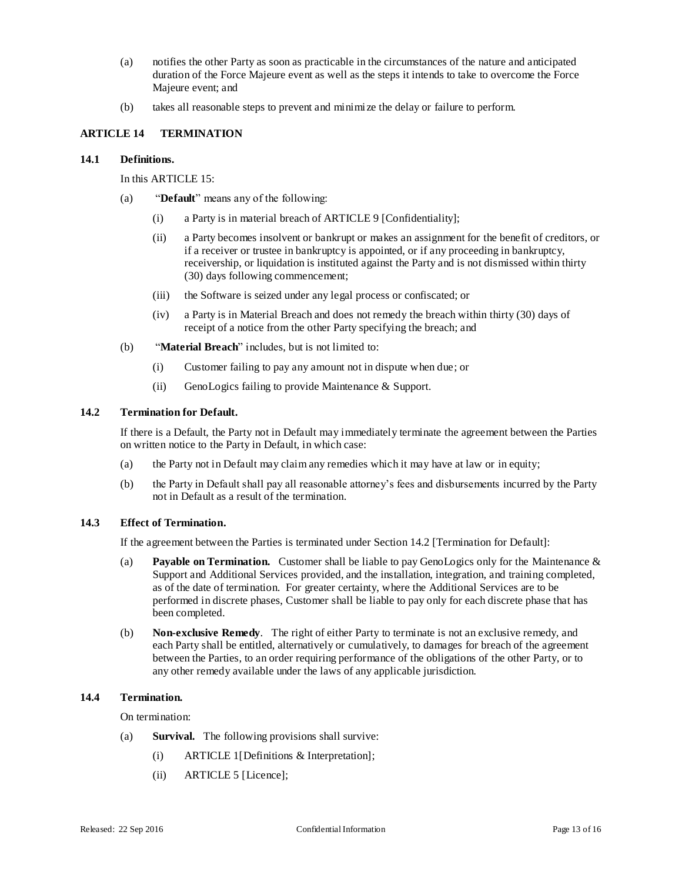(a) notifies the other Party as soon as practicable in the circumstances of the nature and anticipated duration of the Force Majeure event as well as the steps it intends to take to overcome the Force Majeure event; and

(b) takes all reasonable steps to prevent and minimize the delay or failure to perform.

## ARTICLE 14 TERMINATION

### 14.1 Definitions.

In this ARTICLE 15:

(a) "**Default**" means any of the following:

(i) a Party is in material breach of ARTICLE 9 [Confidentiality];

(ii) a Party becomes insolvent or bankrupt or makes an assignment for the benefit of creditors, or if a receiver or trustee in bankruptcy is appointed, or if any proceeding in bankruptcy, receivership, or liquidation is instituted against the Party and is not dismissed within thirty (30) days following commencement;

(iii) the Software is seized under any legal process or confiscated; or

(iv) a Party is in Material Breach and does not remedy the breach within thirty (30) days of receipt of a notice from the other Party specifying the breach; and

(b) "**Material Breach**" includes, but is not limited to:

(i) Customer failing to pay any amount not in dispute when due; or

(ii) GenoLogics failing to provide Maintenance & Support.

### 14.2 Termination for Default.

If there is a Default, the Party not in Default may immediately terminate the agreement between the Parties on written notice to the Party in Default, in which case:

(a) the Party not in Default may claim any remedies which it may have at law or in equity;

(b) the Party in Default shall pay all reasonable attorney's fees and disbursements incurred by the Party not in Default as a result of the termination.

### 14.3 Effect of Termination.

If the agreement between the Parties is terminated under Section 14.2 [Termination for Default]:

(a) **Payable on Termination.** Customer shall be liable to pay GenoLogics only for the Maintenance & Support and Additional Services provided, and the installation, integration, and training completed, as of the date of termination. For greater certainty, where the Additional Services are to be performed in discrete phases, Customer shall be liable to pay only for each discrete phase that has been completed.

(b) **Non-exclusive Remedy**. The right of either Party to terminate is not an exclusive remedy, and each Party shall be entitled, alternatively or cumulatively, to damages for breach of the agreement between the Parties, to an order requiring performance of the obligations of the other Party, or to any other remedy available under the laws of any applicable jurisdiction.

### 14.4 Termination.

On termination:

(a) **Survival.** The following provisions shall survive:

(i) ARTICLE 1[Definitions & Interpretation];

(ii) ARTICLE 5 [Licence];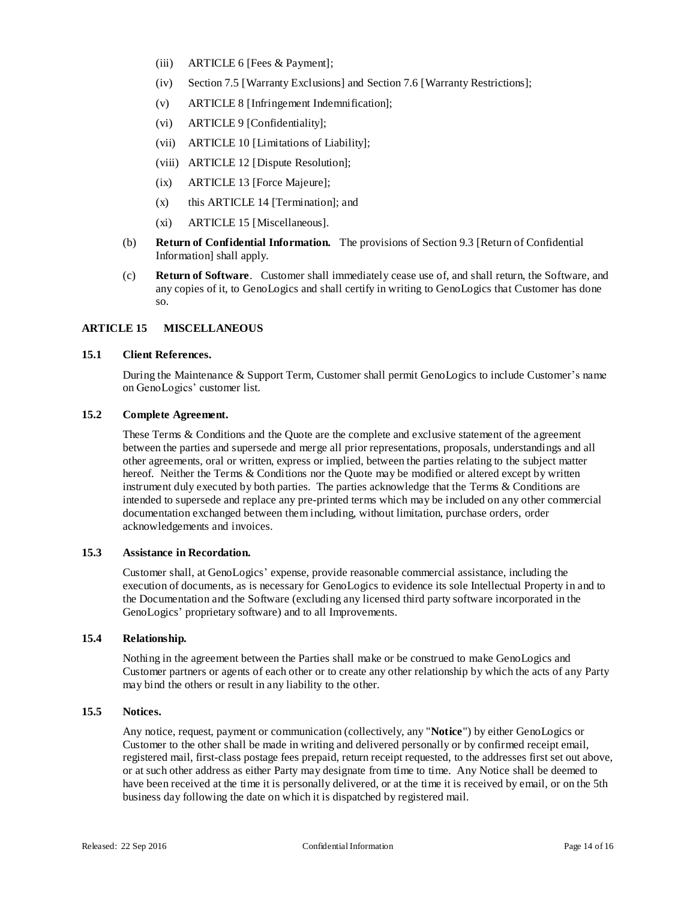(iii) ARTICLE 6 [Fees & Payment];

(iv) Section 7.5 [Warranty Exclusions] and Section 7.6 [Warranty Restrictions];

(v) ARTICLE 8 [Infringement Indemnification];

(vi) ARTICLE 9 [Confidentiality];

(vii) ARTICLE 10 [Limitations of Liability];

(viii) ARTICLE 12 [Dispute Resolution];

(ix) ARTICLE 13 [Force Majeure];

(x) this ARTICLE 14 [Termination]; and

(xi) ARTICLE 15 [Miscellaneous].

(b) **Return of Confidential Information.** The provisions of Section 9.3 [Return of Confidential Information] shall apply.

(c) **Return of Software**. Customer shall immediately cease use of, and shall return, the Software, and any copies of it, to GenoLogics and shall certify in writing to GenoLogics that Customer has done so.

## ARTICLE 15 MISCELLANEOUS

### 15.1 Client References.

During the Maintenance & Support Term, Customer shall permit GenoLogics to include Customer's name on GenoLogics' customer list.

### 15.2 Complete Agreement.

These Terms & Conditions and the Quote are the complete and exclusive statement of the agreement between the parties and supersede and merge all prior representations, proposals, understandings and all other agreements, oral or written, express or implied, between the parties relating to the subject matter hereof. Neither the Terms & Conditions nor the Quote may be modified or altered except by written instrument duly executed by both parties. The parties acknowledge that the Terms & Conditions are intended to supersede and replace any pre-printed terms which may be included on any other commercial documentation exchanged between them including, without limitation, purchase orders, order acknowledgements and invoices.

### 15.3 Assistance in Recordation.

Customer shall, at GenoLogics' expense, provide reasonable commercial assistance, including the execution of documents, as is necessary for GenoLogics to evidence its sole Intellectual Property in and to the Documentation and the Software (excluding any licensed third party software incorporated in the GenoLogics' proprietary software) and to all Improvements.

### 15.4 Relationship.

Nothing in the agreement between the Parties shall make or be construed to make GenoLogics and Customer partners or agents of each other or to create any other relationship by which the acts of any Party may bind the others or result in any liability to the other.

### 15.5 Notices.

Any notice, request, payment or communication (collectively, any "**Notice**") by either GenoLogics or Customer to the other shall be made in writing and delivered personally or by confirmed receipt email, registered mail, first-class postage fees prepaid, return receipt requested, to the addresses first set out above, or at such other address as either Party may designate from time to time. Any Notice shall be deemed to have been received at the time it is personally delivered, or at the time it is received by email, or on the 5th business day following the date on which it is dispatched by registered mail.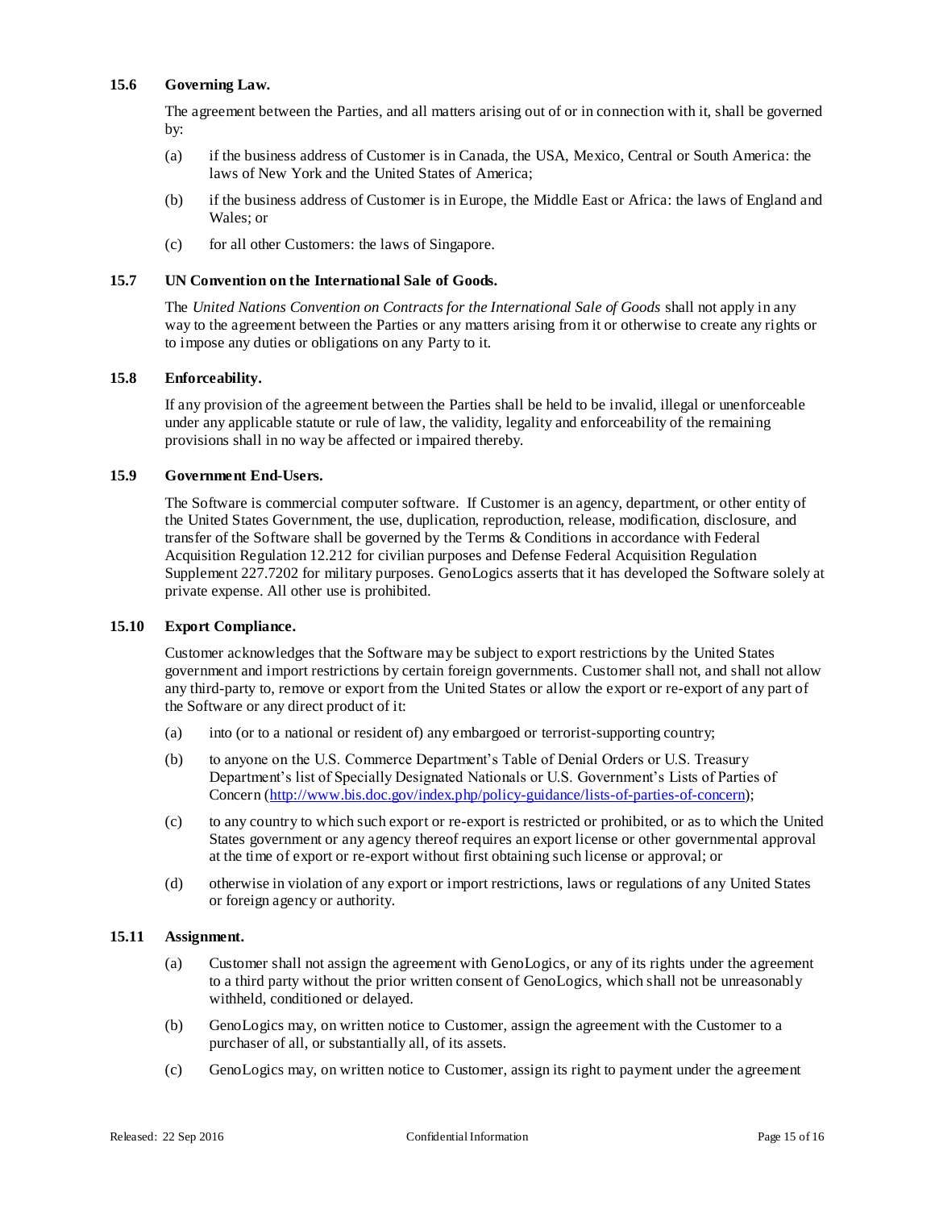### 15.6 Governing Law.

The agreement between the Parties, and all matters arising out of or in connection with it, shall be governed by:

(a) if the business address of Customer is in Canada, the USA, Mexico, Central or South America: the laws of New York and the United States of America;

(b) if the business address of Customer is in Europe, the Middle East or Africa: the laws of England and Wales; or

(c) for all other Customers: the laws of Singapore.

### 15.7 UN Convention on the International Sale of Goods.

The *United Nations Convention on Contracts for the International Sale of Goods* shall not apply in any way to the agreement between the Parties or any matters arising from it or otherwise to create any rights or to impose any duties or obligations on any Party to it.

### 15.8 Enforceability.

If any provision of the agreement between the Parties shall be held to be invalid, illegal or unenforceable under any applicable statute or rule of law, the validity, legality and enforceability of the remaining provisions shall in no way be affected or impaired thereby.

### 15.9 Government End-Users.

The Software is commercial computer software. If Customer is an agency, department, or other entity of the United States Government, the use, duplication, reproduction, release, modification, disclosure, and transfer of the Software shall be governed by the Terms & Conditions in accordance with Federal Acquisition Regulation 12.212 for civilian purposes and Defense Federal Acquisition Regulation Supplement 227.7202 for military purposes. GenoLogics asserts that it has developed the Software solely at private expense. All other use is prohibited.

### 15.10 Export Compliance.

Customer acknowledges that the Software may be subject to export restrictions by the United States government and import restrictions by certain foreign governments. Customer shall not, and shall not allow any third-party to, remove or export from the United States or allow the export or re-export of any part of the Software or any direct product of it:

(a) into (or to a national or resident of) any embargoed or terrorist-supporting country;

(b) to anyone on the U.S. Commerce Department's Table of Denial Orders or U.S. Treasury Department's list of Specially Designated Nationals or U.S. Government's Lists of Parties of Concern ([http://www.bis.doc.gov/index.php/policy-guidance/lists-of-parties-of-concern](http://www.bis.doc.gov/index.php/policy-guidance/lists-of-parties-of-concern));

(c) to any country to which such export or re-export is restricted or prohibited, or as to which the United States government or any agency thereof requires an export license or other governmental approval at the time of export or re-export without first obtaining such license or approval; or

(d) otherwise in violation of any export or import restrictions, laws or regulations of any United States or foreign agency or authority.

### 15.11 Assignment.

(a) Customer shall not assign the agreement with GenoLogics, or any of its rights under the agreement to a third party without the prior written consent of GenoLogics, which shall not be unreasonably withheld, conditioned or delayed.

(b) GenoLogics may, on written notice to Customer, assign the agreement with the Customer to a purchaser of all, or substantially all, of its assets.

(c) GenoLogics may, on written notice to Customer, assign its right to payment under the agreement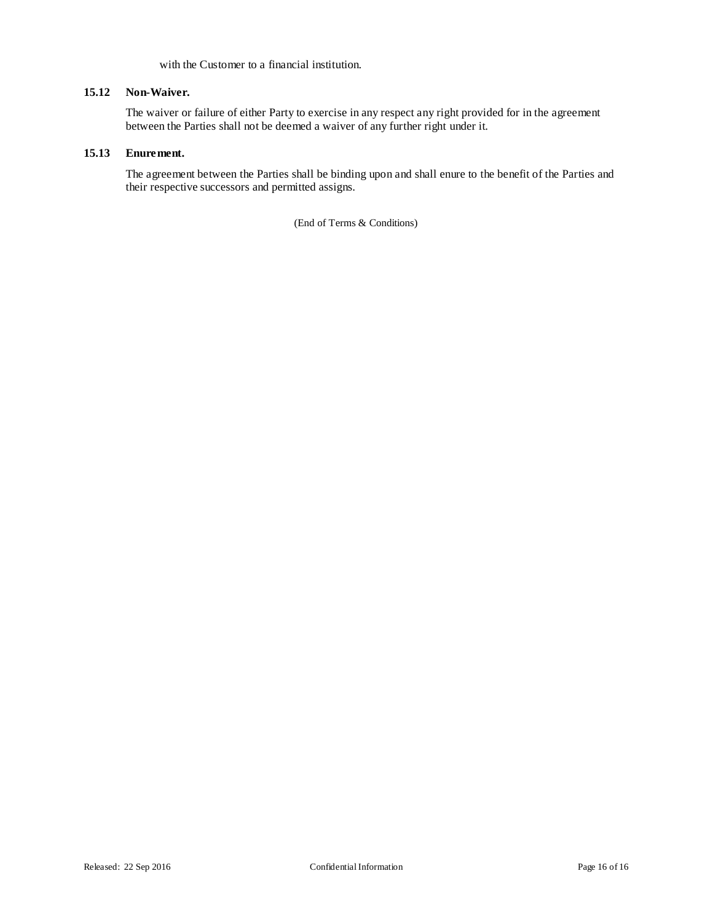with the Customer to a financial institution.

**15.12 Non-Waiver.**

The waiver or failure of either Party to exercise in any respect any right provided for in the agreement between the Parties shall not be deemed a waiver of any further right under it.

**15.13 Enurement.**

The agreement between the Parties shall be binding upon and shall enure to the benefit of the Parties and their respective successors and permitted assigns.

(End of Terms & Conditions)